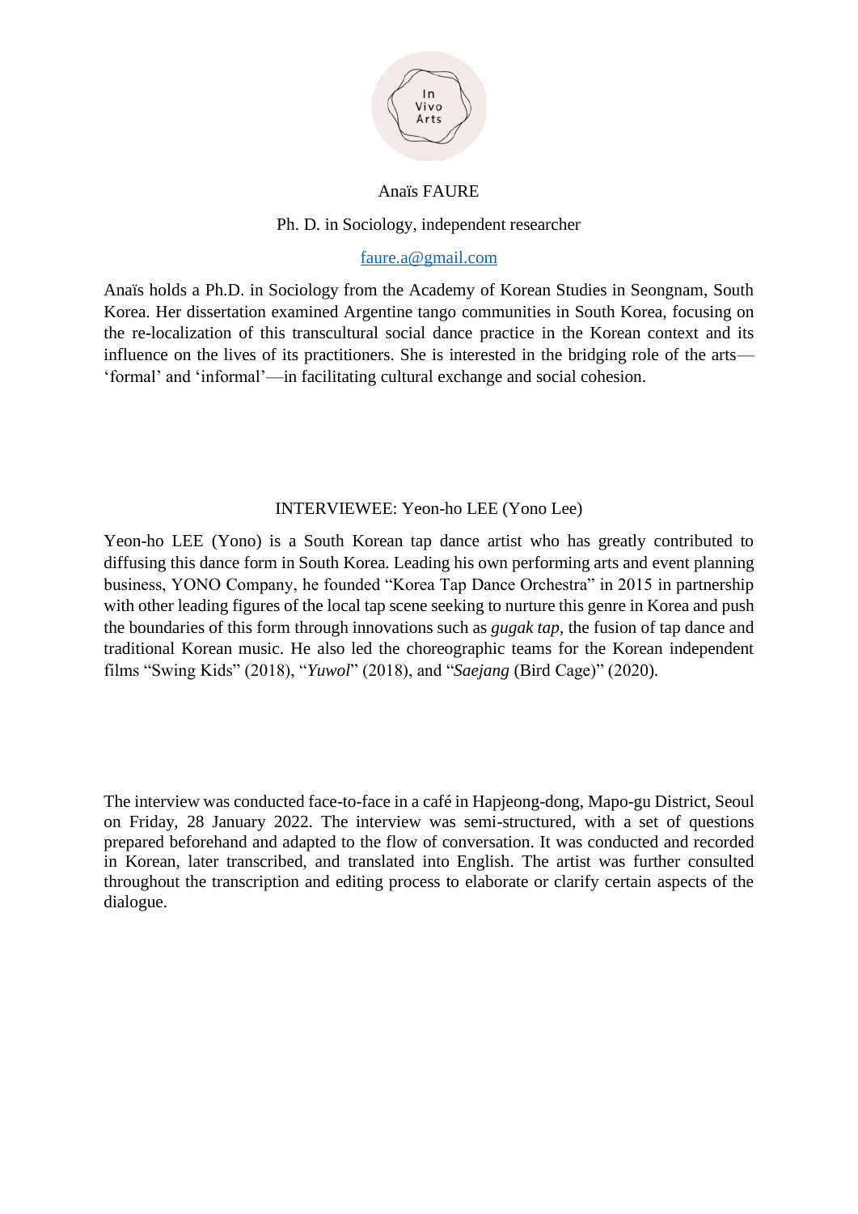In Vivo Arts

Anaïs FAURE

Ph. D. in Sociology, independent researcher

faure.a@gmail.com

Anaïs holds a Ph.D. in Sociology from the Academy of Korean Studies in Seongnam, South Korea. Her dissertation examined Argentine tango communities in South Korea, focusing on the re-localization of this transcultural social dance practice in the Korean context and its influence on the lives of its practitioners. She is interested in the bridging role of the arts—'formal' and 'informal'—in facilitating cultural exchange and social cohesion.

INTERVIEWEE: Yeon-ho LEE (Yono Lee)

Yeon-ho LEE (Yono) is a South Korean tap dance artist who has greatly contributed to diffusing this dance form in South Korea. Leading his own performing arts and event planning business, YONO Company, he founded "Korea Tap Dance Orchestra" in 2015 in partnership with other leading figures of the local tap scene seeking to nurture this genre in Korea and push the boundaries of this form through innovations such as *gugak tap*, the fusion of tap dance and traditional Korean music. He also led the choreographic teams for the Korean independent films "Swing Kids" (2018), "*Yuwol*" (2018), and "*Saejang* (Bird Cage)" (2020).

The interview was conducted face-to-face in a café in Hapjeong-dong, Mapo-gu District, Seoul on Friday, 28 January 2022. The interview was semi-structured, with a set of questions prepared beforehand and adapted to the flow of conversation. It was conducted and recorded in Korean, later transcribed, and translated into English. The artist was further consulted throughout the transcription and editing process to elaborate or clarify certain aspects of the dialogue.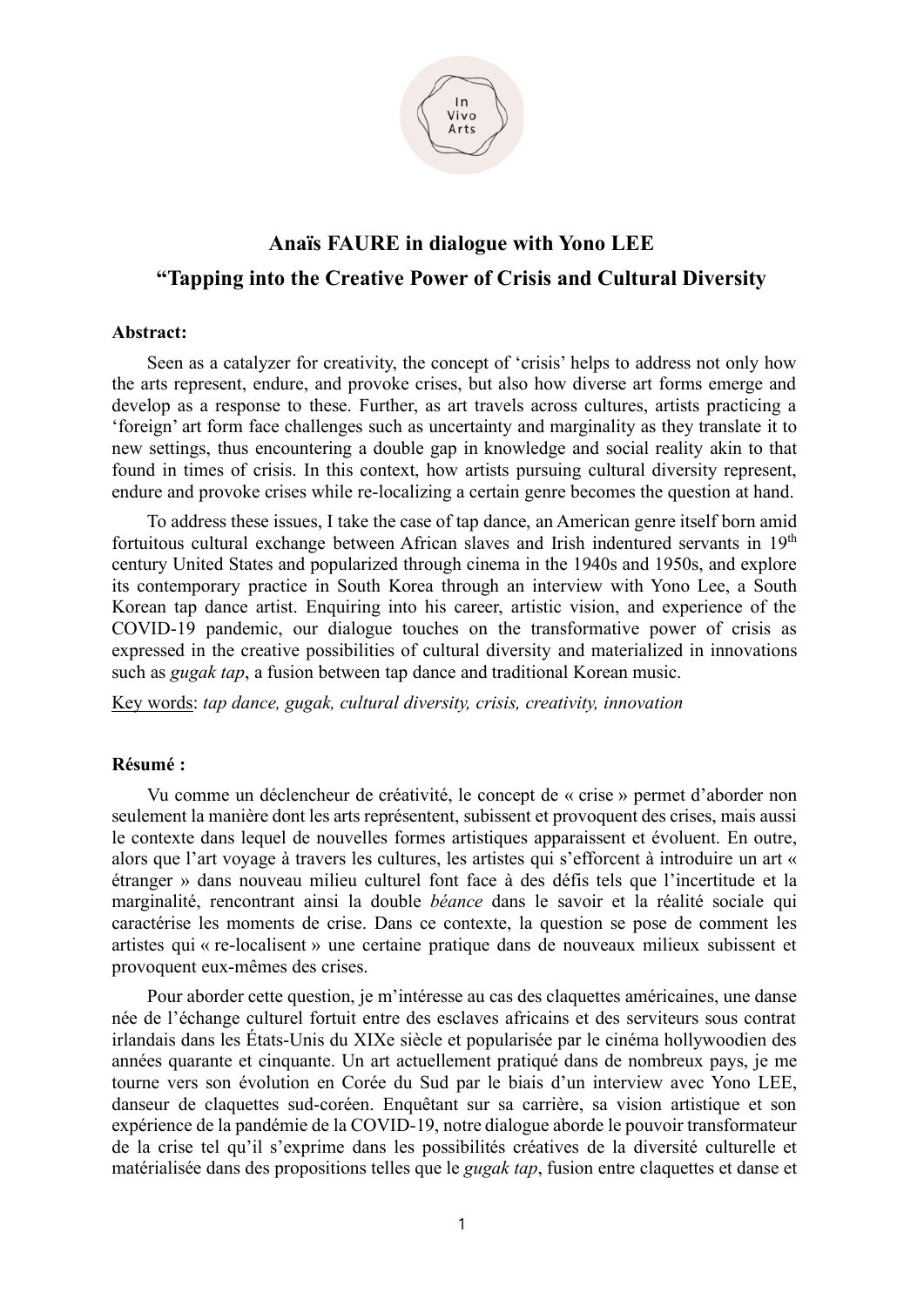In Vivo Arts

# Anaïs FAURE in dialogue with Yono LEE

## "Tapping into the Creative Power of Crisis and Cultural Diversity

**Abstract:**

Seen as a catalyzer for creativity, the concept of 'crisis' helps to address not only how the arts represent, endure, and provoke crises, but also how diverse art forms emerge and develop as a response to these. Further, as art travels across cultures, artists practicing a 'foreign' art form face challenges such as uncertainty and marginality as they translate it to new settings, thus encountering a double gap in knowledge and social reality akin to that found in times of crisis. In this context, how artists pursuing cultural diversity represent, endure and provoke crises while re-localizing a certain genre becomes the question at hand.

To address these issues, I take the case of tap dance, an American genre itself born amid fortuitous cultural exchange between African slaves and Irish indentured servants in 19th century United States and popularized through cinema in the 1940s and 1950s, and explore its contemporary practice in South Korea through an interview with Yono Lee, a South Korean tap dance artist. Enquiring into his career, artistic vision, and experience of the COVID-19 pandemic, our dialogue touches on the transformative power of crisis as expressed in the creative possibilities of cultural diversity and materialized in innovations such as *gugak tap*, a fusion between tap dance and traditional Korean music.

Key words: *tap dance, gugak, cultural diversity, crisis, creativity, innovation*

**Résumé :**

Vu comme un déclencheur de créativité, le concept de « crise » permet d'aborder non seulement la manière dont les arts représentent, subissent et provoquent des crises, mais aussi le contexte dans lequel de nouvelles formes artistiques apparaissent et évoluent. En outre, alors que l'art voyage à travers les cultures, les artistes qui s'efforcent à introduire un art « étranger » dans nouveau milieu culturel font face à des défis tels que l'incertitude et la marginalité, rencontrant ainsi la double *béance* dans le savoir et la réalité sociale qui caractérise les moments de crise. Dans ce contexte, la question se pose de comment les artistes qui « re-localisent » une certaine pratique dans de nouveaux milieux subissent et provoquent eux-mêmes des crises.

Pour aborder cette question, je m'intéresse au cas des claquettes américaines, une danse née de l'échange culturel fortuit entre des esclaves africains et des serviteurs sous contrat irlandais dans les États-Unis du XIXe siècle et popularisée par le cinéma hollywoodien des années quarante et cinquante. Un art actuellement pratiqué dans de nombreux pays, je me tourne vers son évolution en Corée du Sud par le biais d'un interview avec Yono LEE, danseur de claquettes sud-coréen. Enquêtant sur sa carrière, sa vision artistique et son expérience de la pandémie de la COVID-19, notre dialogue aborde le pouvoir transformateur de la crise tel qu'il s'exprime dans les possibilités créatives de la diversité culturelle et matérialisée dans des propositions telles que le *gugak tap*, fusion entre claquettes et danse et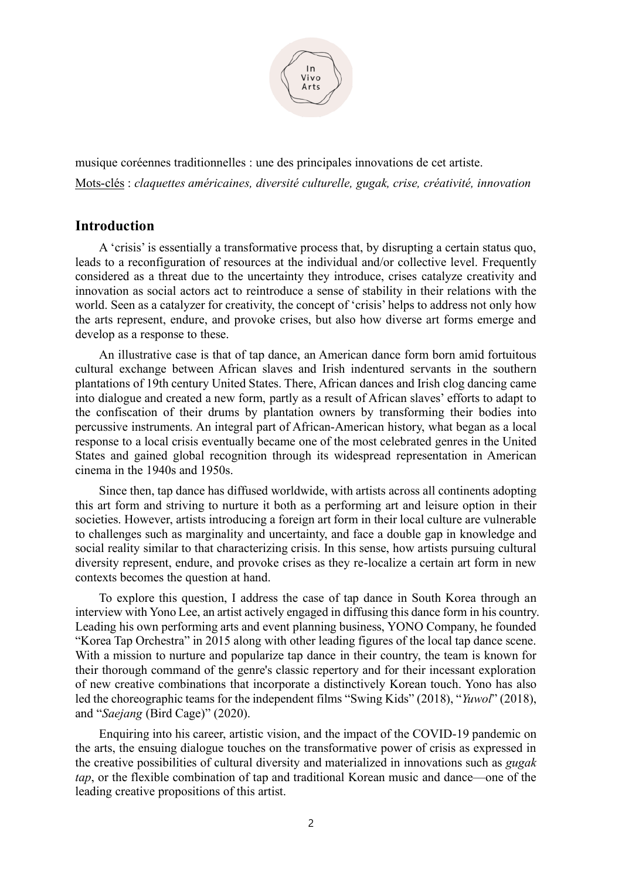musique coréennes traditionnelles : une des principales innovations de cet artiste.

Mots-clés : *claquettes américaines, diversité culturelle, gugak, crise, créativité, innovation*

## Introduction

A 'crisis' is essentially a transformative process that, by disrupting a certain status quo, leads to a reconfiguration of resources at the individual and/or collective level. Frequently considered as a threat due to the uncertainty they introduce, crises catalyze creativity and innovation as social actors act to reintroduce a sense of stability in their relations with the world. Seen as a catalyzer for creativity, the concept of 'crisis' helps to address not only how the arts represent, endure, and provoke crises, but also how diverse art forms emerge and develop as a response to these.

An illustrative case is that of tap dance, an American dance form born amid fortuitous cultural exchange between African slaves and Irish indentured servants in the southern plantations of 19th century United States. There, African dances and Irish clog dancing came into dialogue and created a new form, partly as a result of African slaves' efforts to adapt to the confiscation of their drums by plantation owners by transforming their bodies into percussive instruments. An integral part of African-American history, what began as a local response to a local crisis eventually became one of the most celebrated genres in the United States and gained global recognition through its widespread representation in American cinema in the 1940s and 1950s.

Since then, tap dance has diffused worldwide, with artists across all continents adopting this art form and striving to nurture it both as a performing art and leisure option in their societies. However, artists introducing a foreign art form in their local culture are vulnerable to challenges such as marginality and uncertainty, and face a double gap in knowledge and social reality similar to that characterizing crisis. In this sense, how artists pursuing cultural diversity represent, endure, and provoke crises as they re-localize a certain art form in new contexts becomes the question at hand.

To explore this question, I address the case of tap dance in South Korea through an interview with Yono Lee, an artist actively engaged in diffusing this dance form in his country. Leading his own performing arts and event planning business, YONO Company, he founded "Korea Tap Orchestra" in 2015 along with other leading figures of the local tap dance scene. With a mission to nurture and popularize tap dance in their country, the team is known for their thorough command of the genre's classic repertory and for their incessant exploration of new creative combinations that incorporate a distinctively Korean touch. Yono has also led the choreographic teams for the independent films "Swing Kids" (2018), "*Yuwol*" (2018), and "*Saejang* (Bird Cage)" (2020).

Enquiring into his career, artistic vision, and the impact of the COVID-19 pandemic on the arts, the ensuing dialogue touches on the transformative power of crisis as expressed in the creative possibilities of cultural diversity and materialized in innovations such as *gugak tap*, or the flexible combination of tap and traditional Korean music and dance—one of the leading creative propositions of this artist.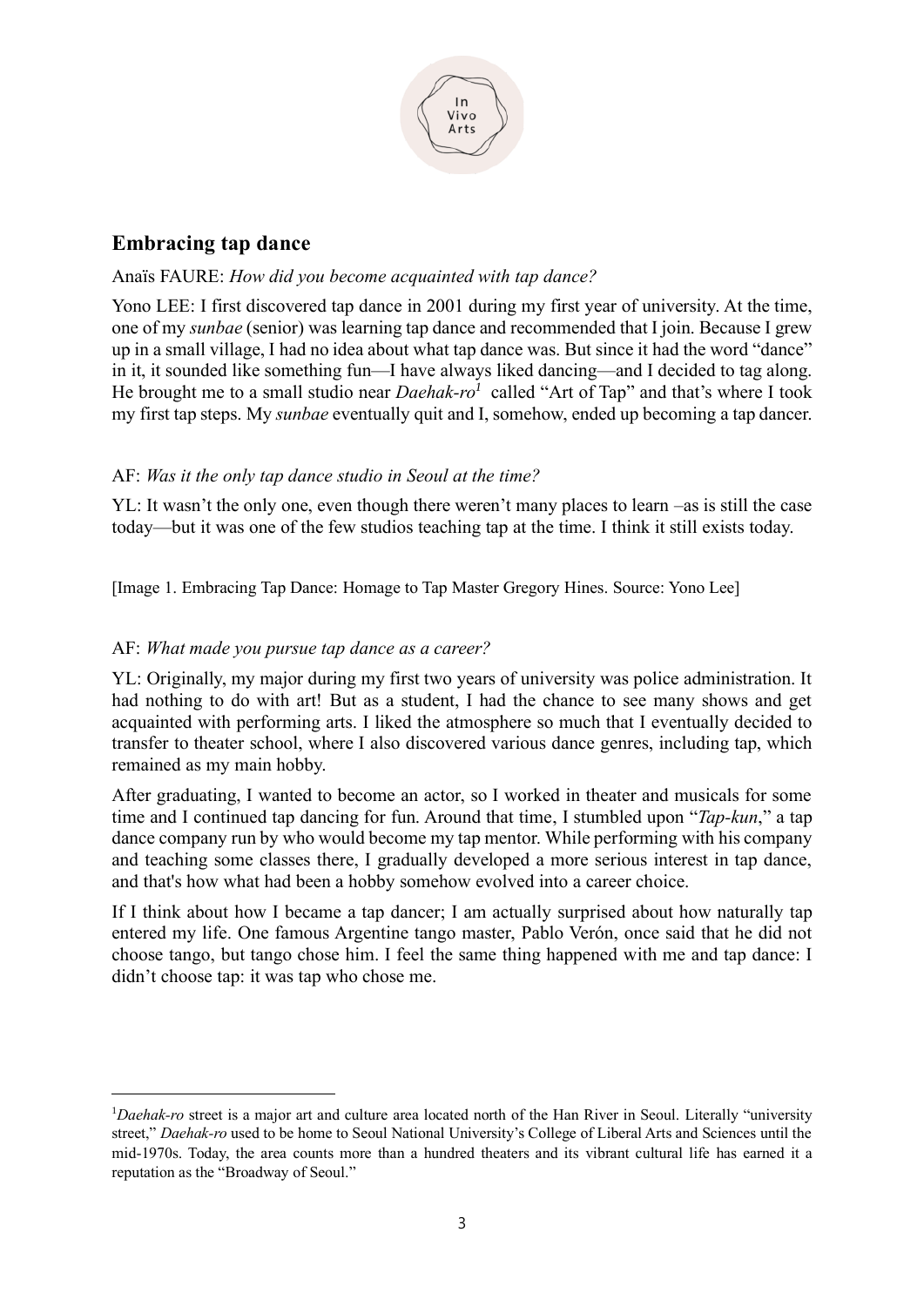## Embracing tap dance

Anaïs FAURE: *How did you become acquainted with tap dance?*

Yono LEE: I first discovered tap dance in 2001 during my first year of university. At the time, one of my *sunbae* (senior) was learning tap dance and recommended that I join. Because I grew up in a small village, I had no idea about what tap dance was. But since it had the word "dance" in it, it sounded like something fun—I have always liked dancing—and I decided to tag along. He brought me to a small studio near *Daehak-ro*[1] called "Art of Tap" and that's where I took my first tap steps. My *sunbae* eventually quit and I, somehow, ended up becoming a tap dancer.

AF: *Was it the only tap dance studio in Seoul at the time?*

YL: It wasn't the only one, even though there weren't many places to learn –as is still the case today—but it was one of the few studios teaching tap at the time. I think it still exists today.

[Image 1. Embracing Tap Dance: Homage to Tap Master Gregory Hines. Source: Yono Lee]

AF: *What made you pursue tap dance as a career?*

YL: Originally, my major during my first two years of university was police administration. It had nothing to do with art! But as a student, I had the chance to see many shows and get acquainted with performing arts. I liked the atmosphere so much that I eventually decided to transfer to theater school, where I also discovered various dance genres, including tap, which remained as my main hobby.

After graduating, I wanted to become an actor, so I worked in theater and musicals for some time and I continued tap dancing for fun. Around that time, I stumbled upon "*Tap-kun*," a tap dance company run by who would become my tap mentor. While performing with his company and teaching some classes there, I gradually developed a more serious interest in tap dance, and that's how what had been a hobby somehow evolved into a career choice.

If I think about how I became a tap dancer; I am actually surprised about how naturally tap entered my life. One famous Argentine tango master, Pablo Verón, once said that he did not choose tango, but tango chose him. I feel the same thing happened with me and tap dance: I didn't choose tap: it was tap who chose me.

---

[1] *Daehak-ro* street is a major art and culture area located north of the Han River in Seoul. Literally "university street," *Daehak-ro* used to be home to Seoul National University's College of Liberal Arts and Sciences until the mid-1970s. Today, the area counts more than a hundred theaters and its vibrant cultural life has earned it a reputation as the "Broadway of Seoul."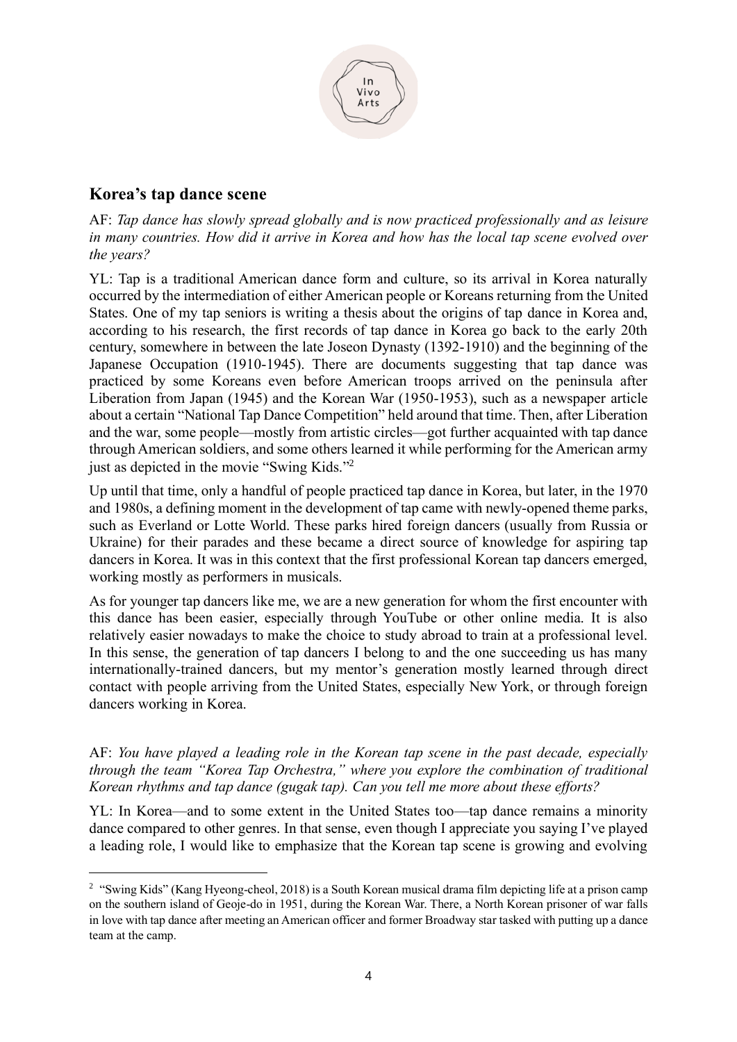## Korea's tap dance scene

AF: *Tap dance has slowly spread globally and is now practiced professionally and as leisure in many countries. How did it arrive in Korea and how has the local tap scene evolved over the years?*

YL: Tap is a traditional American dance form and culture, so its arrival in Korea naturally occurred by the intermediation of either American people or Koreans returning from the United States. One of my tap seniors is writing a thesis about the origins of tap dance in Korea and, according to his research, the first records of tap dance in Korea go back to the early 20th century, somewhere in between the late Joseon Dynasty (1392-1910) and the beginning of the Japanese Occupation (1910-1945). There are documents suggesting that tap dance was practiced by some Koreans even before American troops arrived on the peninsula after Liberation from Japan (1945) and the Korean War (1950-1953), such as a newspaper article about a certain "National Tap Dance Competition" held around that time. Then, after Liberation and the war, some people—mostly from artistic circles—got further acquainted with tap dance through American soldiers, and some others learned it while performing for the American army just as depicted in the movie "Swing Kids."[2]

Up until that time, only a handful of people practiced tap dance in Korea, but later, in the 1970 and 1980s, a defining moment in the development of tap came with newly-opened theme parks, such as Everland or Lotte World. These parks hired foreign dancers (usually from Russia or Ukraine) for their parades and these became a direct source of knowledge for aspiring tap dancers in Korea. It was in this context that the first professional Korean tap dancers emerged, working mostly as performers in musicals.

As for younger tap dancers like me, we are a new generation for whom the first encounter with this dance has been easier, especially through YouTube or other online media. It is also relatively easier nowadays to make the choice to study abroad to train at a professional level. In this sense, the generation of tap dancers I belong to and the one succeeding us has many internationally-trained dancers, but my mentor's generation mostly learned through direct contact with people arriving from the United States, especially New York, or through foreign dancers working in Korea.

AF: *You have played a leading role in the Korean tap scene in the past decade, especially through the team "Korea Tap Orchestra," where you explore the combination of traditional Korean rhythms and tap dance (gugak tap). Can you tell me more about these efforts?*

YL: In Korea—and to some extent in the United States too—tap dance remains a minority dance compared to other genres. In that sense, even though I appreciate you saying I've played a leading role, I would like to emphasize that the Korean tap scene is growing and evolving

---

[2] "Swing Kids" (Kang Hyeong-cheol, 2018) is a South Korean musical drama film depicting life at a prison camp on the southern island of Geoje-do in 1951, during the Korean War. There, a North Korean prisoner of war falls in love with tap dance after meeting an American officer and former Broadway star tasked with putting up a dance team at the camp.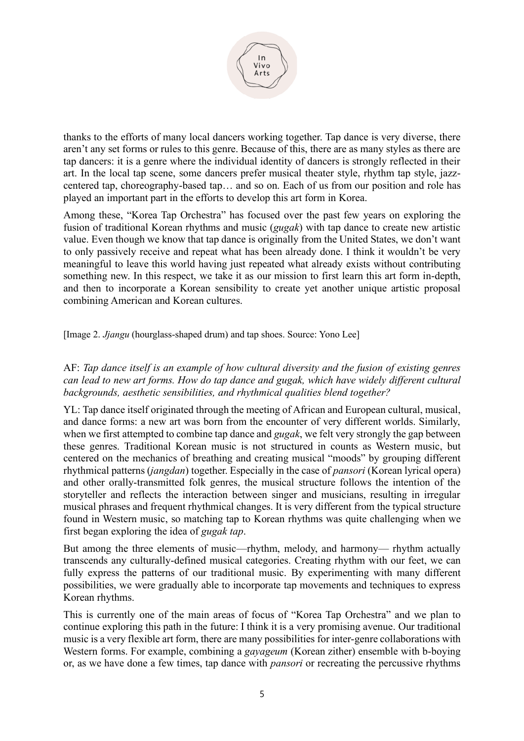thanks to the efforts of many local dancers working together. Tap dance is very diverse, there aren't any set forms or rules to this genre. Because of this, there are as many styles as there are tap dancers: it is a genre where the individual identity of dancers is strongly reflected in their art. In the local tap scene, some dancers prefer musical theater style, rhythm tap style, jazz-centered tap, choreography-based tap… and so on. Each of us from our position and role has played an important part in the efforts to develop this art form in Korea.

Among these, "Korea Tap Orchestra" has focused over the past few years on exploring the fusion of traditional Korean rhythms and music (*gugak*) with tap dance to create new artistic value. Even though we know that tap dance is originally from the United States, we don't want to only passively receive and repeat what has been already done. I think it wouldn't be very meaningful to leave this world having just repeated what already exists without contributing something new. In this respect, we take it as our mission to first learn this art form in-depth, and then to incorporate a Korean sensibility to create yet another unique artistic proposal combining American and Korean cultures.

[Image 2. *Jjangu* (hourglass-shaped drum) and tap shoes. Source: Yono Lee]

AF: *Tap dance itself is an example of how cultural diversity and the fusion of existing genres can lead to new art forms. How do tap dance and gugak, which have widely different cultural backgrounds, aesthetic sensibilities, and rhythmical qualities blend together?*

YL: Tap dance itself originated through the meeting of African and European cultural, musical, and dance forms: a new art was born from the encounter of very different worlds. Similarly, when we first attempted to combine tap dance and *gugak*, we felt very strongly the gap between these genres. Traditional Korean music is not structured in counts as Western music, but centered on the mechanics of breathing and creating musical "moods" by grouping different rhythmical patterns (*jangdan*) together. Especially in the case of *pansori* (Korean lyrical opera) and other orally-transmitted folk genres, the musical structure follows the intention of the storyteller and reflects the interaction between singer and musicians, resulting in irregular musical phrases and frequent rhythmical changes. It is very different from the typical structure found in Western music, so matching tap to Korean rhythms was quite challenging when we first began exploring the idea of *gugak tap*.

But among the three elements of music—rhythm, melody, and harmony— rhythm actually transcends any culturally-defined musical categories. Creating rhythm with our feet, we can fully express the patterns of our traditional music. By experimenting with many different possibilities, we were gradually able to incorporate tap movements and techniques to express Korean rhythms.

This is currently one of the main areas of focus of "Korea Tap Orchestra" and we plan to continue exploring this path in the future: I think it is a very promising avenue. Our traditional music is a very flexible art form, there are many possibilities for inter-genre collaborations with Western forms. For example, combining a *gayageum* (Korean zither) ensemble with b-boying or, as we have done a few times, tap dance with *pansori* or recreating the percussive rhythms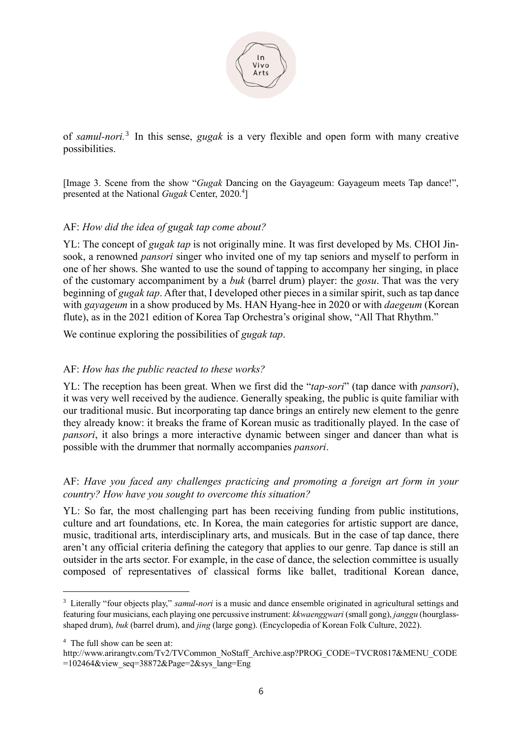of *samul-nori.*[3] In this sense, *gugak* is a very flexible and open form with many creative possibilities.

[Image 3. Scene from the show "*Gugak* Dancing on the Gayageum: Gayageum meets Tap dance!", presented at the National *Gugak* Center, 2020.[4]]

AF: *How did the idea of gugak tap come about?*

YL: The concept of *gugak tap* is not originally mine. It was first developed by Ms. CHOI Jin-sook, a renowned *pansori* singer who invited one of my tap seniors and myself to perform in one of her shows. She wanted to use the sound of tapping to accompany her singing, in place of the customary accompaniment by a *buk* (barrel drum) player: the *gosu*. That was the very beginning of *gugak tap*. After that, I developed other pieces in a similar spirit, such as tap dance with *gayageum* in a show produced by Ms. HAN Hyang-hee in 2020 or with *daegeum* (Korean flute), as in the 2021 edition of Korea Tap Orchestra's original show, "All That Rhythm."

We continue exploring the possibilities of *gugak tap*.

AF: *How has the public reacted to these works?*

YL: The reception has been great. When we first did the "*tap-sori*" (tap dance with *pansori*), it was very well received by the audience. Generally speaking, the public is quite familiar with our traditional music. But incorporating tap dance brings an entirely new element to the genre they already know: it breaks the frame of Korean music as traditionally played. In the case of *pansori*, it also brings a more interactive dynamic between singer and dancer than what is possible with the drummer that normally accompanies *pansori*.

AF: *Have you faced any challenges practicing and promoting a foreign art form in your country? How have you sought to overcome this situation?*

YL: So far, the most challenging part has been receiving funding from public institutions, culture and art foundations, etc. In Korea, the main categories for artistic support are dance, music, traditional arts, interdisciplinary arts, and musicals. But in the case of tap dance, there aren't any official criteria defining the category that applies to our genre. Tap dance is still an outsider in the arts sector. For example, in the case of dance, the selection committee is usually composed of representatives of classical forms like ballet, traditional Korean dance,

---

[3] Literally "four objects play," *samul-nori* is a music and dance ensemble originated in agricultural settings and featuring four musicians, each playing one percussive instrument: *kkwaenggwari* (small gong), *janggu* (hourglass-shaped drum), *buk* (barrel drum), and *jing* (large gong). (Encyclopedia of Korean Folk Culture, 2022).

[4] The full show can be seen at:
http://www.arirangtv.com/Tv2/TVCommon_NoStaff_Archive.asp?PROG_CODE=TVCR0817&MENU_CODE=102464&view_seq=38872&Page=2&sys_lang=Eng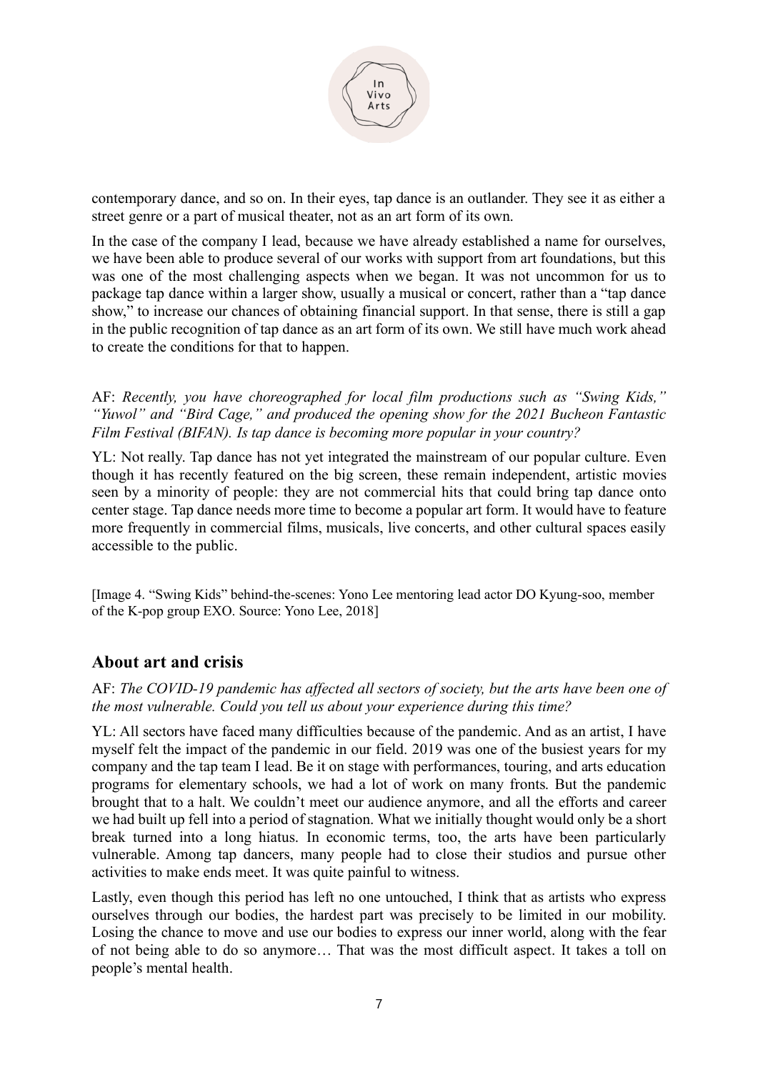contemporary dance, and so on. In their eyes, tap dance is an outlander. They see it as either a street genre or a part of musical theater, not as an art form of its own.

In the case of the company I lead, because we have already established a name for ourselves, we have been able to produce several of our works with support from art foundations, but this was one of the most challenging aspects when we began. It was not uncommon for us to package tap dance within a larger show, usually a musical or concert, rather than a "tap dance show," to increase our chances of obtaining financial support. In that sense, there is still a gap in the public recognition of tap dance as an art form of its own. We still have much work ahead to create the conditions for that to happen.

AF: *Recently, you have choreographed for local film productions such as "Swing Kids," "Yuwol" and "Bird Cage," and produced the opening show for the 2021 Bucheon Fantastic Film Festival (BIFAN). Is tap dance is becoming more popular in your country?*

YL: Not really. Tap dance has not yet integrated the mainstream of our popular culture. Even though it has recently featured on the big screen, these remain independent, artistic movies seen by a minority of people: they are not commercial hits that could bring tap dance onto center stage. Tap dance needs more time to become a popular art form. It would have to feature more frequently in commercial films, musicals, live concerts, and other cultural spaces easily accessible to the public.

[Image 4. "Swing Kids" behind-the-scenes: Yono Lee mentoring lead actor DO Kyung-soo, member of the K-pop group EXO. Source: Yono Lee, 2018]

## About art and crisis

AF: *The COVID-19 pandemic has affected all sectors of society, but the arts have been one of the most vulnerable. Could you tell us about your experience during this time?*

YL: All sectors have faced many difficulties because of the pandemic. And as an artist, I have myself felt the impact of the pandemic in our field. 2019 was one of the busiest years for my company and the tap team I lead. Be it on stage with performances, touring, and arts education programs for elementary schools, we had a lot of work on many fronts. But the pandemic brought that to a halt. We couldn't meet our audience anymore, and all the efforts and career we had built up fell into a period of stagnation. What we initially thought would only be a short break turned into a long hiatus. In economic terms, too, the arts have been particularly vulnerable. Among tap dancers, many people had to close their studios and pursue other activities to make ends meet. It was quite painful to witness.

Lastly, even though this period has left no one untouched, I think that as artists who express ourselves through our bodies, the hardest part was precisely to be limited in our mobility. Losing the chance to move and use our bodies to express our inner world, along with the fear of not being able to do so anymore… That was the most difficult aspect. It takes a toll on people's mental health.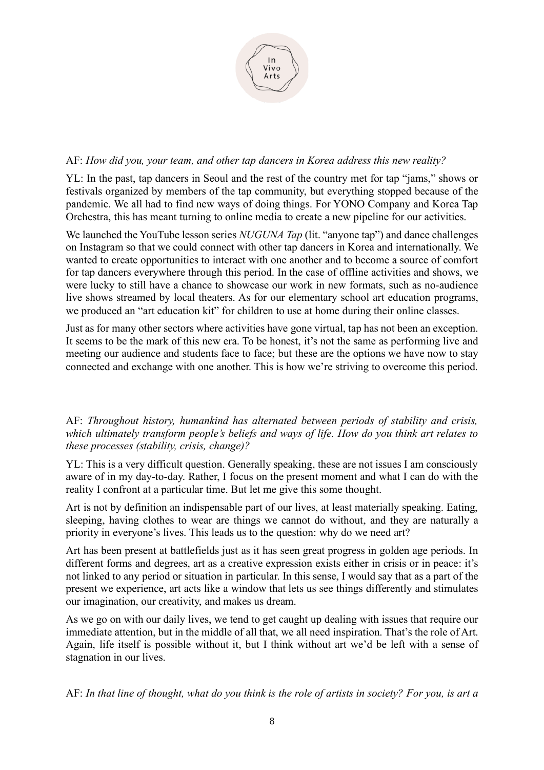AF: *How did you, your team, and other tap dancers in Korea address this new reality?*

YL: In the past, tap dancers in Seoul and the rest of the country met for tap "jams," shows or festivals organized by members of the tap community, but everything stopped because of the pandemic. We all had to find new ways of doing things. For YONO Company and Korea Tap Orchestra, this has meant turning to online media to create a new pipeline for our activities.

We launched the YouTube lesson series *NUGUNA Tap* (lit. "anyone tap") and dance challenges on Instagram so that we could connect with other tap dancers in Korea and internationally. We wanted to create opportunities to interact with one another and to become a source of comfort for tap dancers everywhere through this period. In the case of offline activities and shows, we were lucky to still have a chance to showcase our work in new formats, such as no-audience live shows streamed by local theaters. As for our elementary school art education programs, we produced an "art education kit" for children to use at home during their online classes.

Just as for many other sectors where activities have gone virtual, tap has not been an exception. It seems to be the mark of this new era. To be honest, it's not the same as performing live and meeting our audience and students face to face; but these are the options we have now to stay connected and exchange with one another. This is how we're striving to overcome this period.

AF: *Throughout history, humankind has alternated between periods of stability and crisis, which ultimately transform people's beliefs and ways of life. How do you think art relates to these processes (stability, crisis, change)?*

YL: This is a very difficult question. Generally speaking, these are not issues I am consciously aware of in my day-to-day. Rather, I focus on the present moment and what I can do with the reality I confront at a particular time. But let me give this some thought.

Art is not by definition an indispensable part of our lives, at least materially speaking. Eating, sleeping, having clothes to wear are things we cannot do without, and they are naturally a priority in everyone's lives. This leads us to the question: why do we need art?

Art has been present at battlefields just as it has seen great progress in golden age periods. In different forms and degrees, art as a creative expression exists either in crisis or in peace: it's not linked to any period or situation in particular. In this sense, I would say that as a part of the present we experience, art acts like a window that lets us see things differently and stimulates our imagination, our creativity, and makes us dream.

As we go on with our daily lives, we tend to get caught up dealing with issues that require our immediate attention, but in the middle of all that, we all need inspiration. That's the role of Art. Again, life itself is possible without it, but I think without art we'd be left with a sense of stagnation in our lives.

AF: *In that line of thought, what do you think is the role of artists in society? For you, is art a*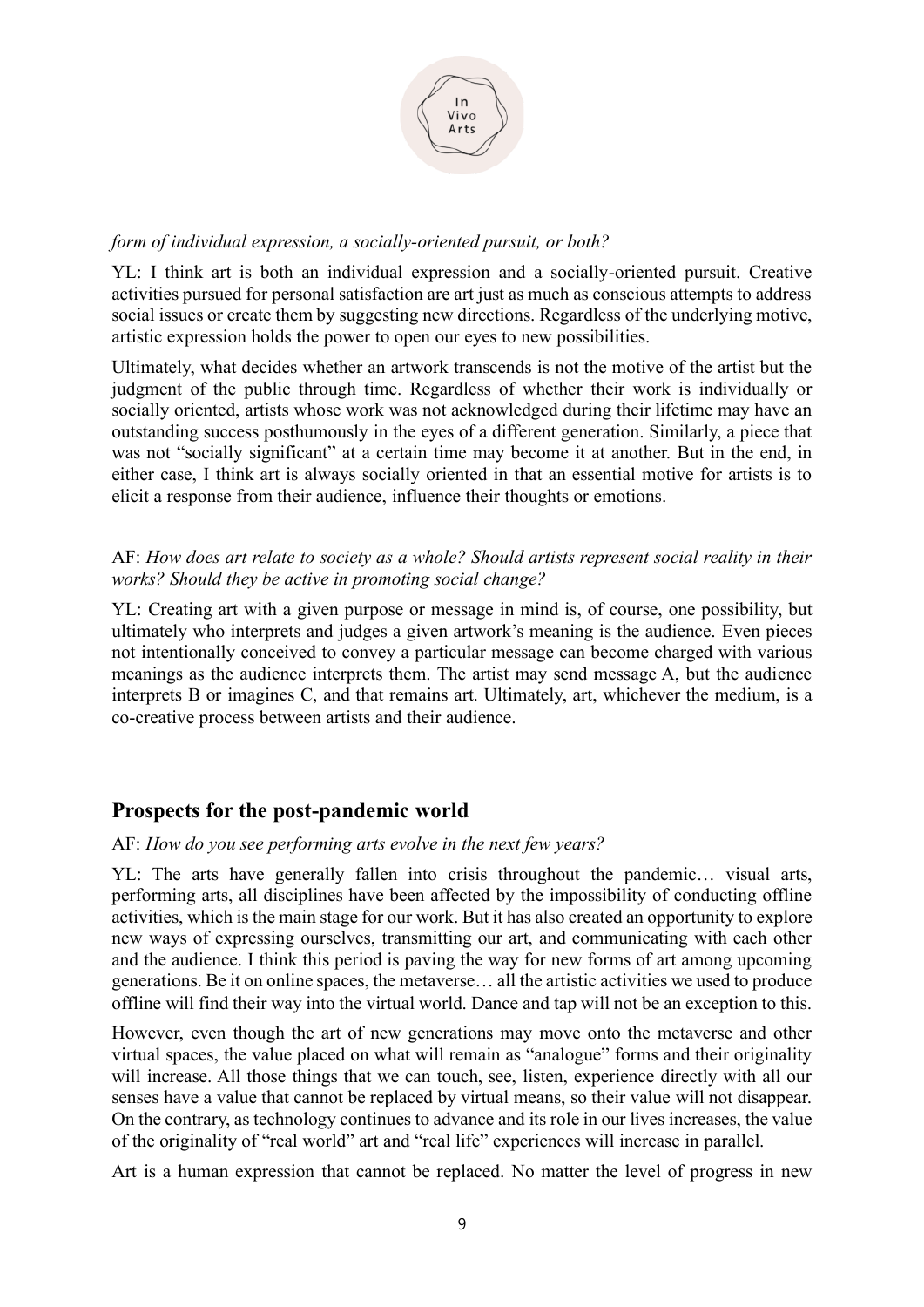*form of individual expression, a socially-oriented pursuit, or both?*

YL: I think art is both an individual expression and a socially-oriented pursuit. Creative activities pursued for personal satisfaction are art just as much as conscious attempts to address social issues or create them by suggesting new directions. Regardless of the underlying motive, artistic expression holds the power to open our eyes to new possibilities.

Ultimately, what decides whether an artwork transcends is not the motive of the artist but the judgment of the public through time. Regardless of whether their work is individually or socially oriented, artists whose work was not acknowledged during their lifetime may have an outstanding success posthumously in the eyes of a different generation. Similarly, a piece that was not "socially significant" at a certain time may become it at another. But in the end, in either case, I think art is always socially oriented in that an essential motive for artists is to elicit a response from their audience, influence their thoughts or emotions.

AF: *How does art relate to society as a whole? Should artists represent social reality in their works? Should they be active in promoting social change?*

YL: Creating art with a given purpose or message in mind is, of course, one possibility, but ultimately who interprets and judges a given artwork's meaning is the audience. Even pieces not intentionally conceived to convey a particular message can become charged with various meanings as the audience interprets them. The artist may send message A, but the audience interprets B or imagines C, and that remains art. Ultimately, art, whichever the medium, is a co-creative process between artists and their audience.

## Prospects for the post-pandemic world

AF: *How do you see performing arts evolve in the next few years?*

YL: The arts have generally fallen into crisis throughout the pandemic… visual arts, performing arts, all disciplines have been affected by the impossibility of conducting offline activities, which is the main stage for our work. But it has also created an opportunity to explore new ways of expressing ourselves, transmitting our art, and communicating with each other and the audience. I think this period is paving the way for new forms of art among upcoming generations. Be it on online spaces, the metaverse… all the artistic activities we used to produce offline will find their way into the virtual world. Dance and tap will not be an exception to this.

However, even though the art of new generations may move onto the metaverse and other virtual spaces, the value placed on what will remain as "analogue" forms and their originality will increase. All those things that we can touch, see, listen, experience directly with all our senses have a value that cannot be replaced by virtual means, so their value will not disappear. On the contrary, as technology continues to advance and its role in our lives increases, the value of the originality of "real world" art and "real life" experiences will increase in parallel.

Art is a human expression that cannot be replaced. No matter the level of progress in new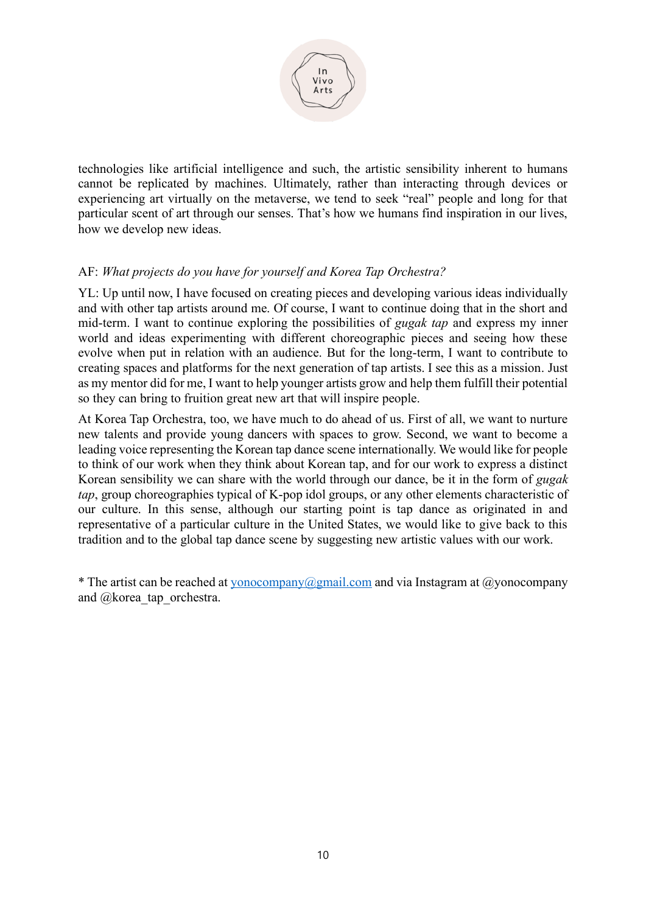technologies like artificial intelligence and such, the artistic sensibility inherent to humans cannot be replicated by machines. Ultimately, rather than interacting through devices or experiencing art virtually on the metaverse, we tend to seek "real" people and long for that particular scent of art through our senses. That's how we humans find inspiration in our lives, how we develop new ideas.

AF: *What projects do you have for yourself and Korea Tap Orchestra?*

YL: Up until now, I have focused on creating pieces and developing various ideas individually and with other tap artists around me. Of course, I want to continue doing that in the short and mid-term. I want to continue exploring the possibilities of *gugak tap* and express my inner world and ideas experimenting with different choreographic pieces and seeing how these evolve when put in relation with an audience. But for the long-term, I want to contribute to creating spaces and platforms for the next generation of tap artists. I see this as a mission. Just as my mentor did for me, I want to help younger artists grow and help them fulfill their potential so they can bring to fruition great new art that will inspire people.

At Korea Tap Orchestra, too, we have much to do ahead of us. First of all, we want to nurture new talents and provide young dancers with spaces to grow. Second, we want to become a leading voice representing the Korean tap dance scene internationally. We would like for people to think of our work when they think about Korean tap, and for our work to express a distinct Korean sensibility we can share with the world through our dance, be it in the form of *gugak tap*, group choreographies typical of K-pop idol groups, or any other elements characteristic of our culture. In this sense, although our starting point is tap dance as originated in and representative of a particular culture in the United States, we would like to give back to this tradition and to the global tap dance scene by suggesting new artistic values with our work.

* The artist can be reached at yonocompany@gmail.com and via Instagram at @yonocompany and @korea_tap_orchestra.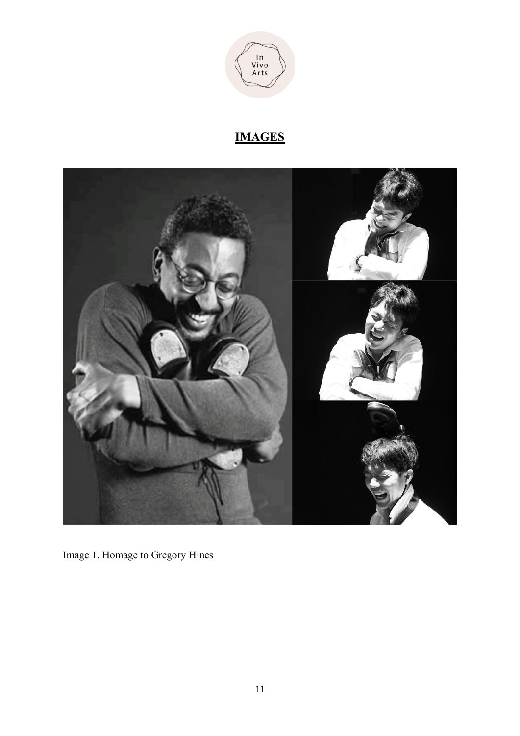# IMAGES

Image 1. Homage to Gregory Hines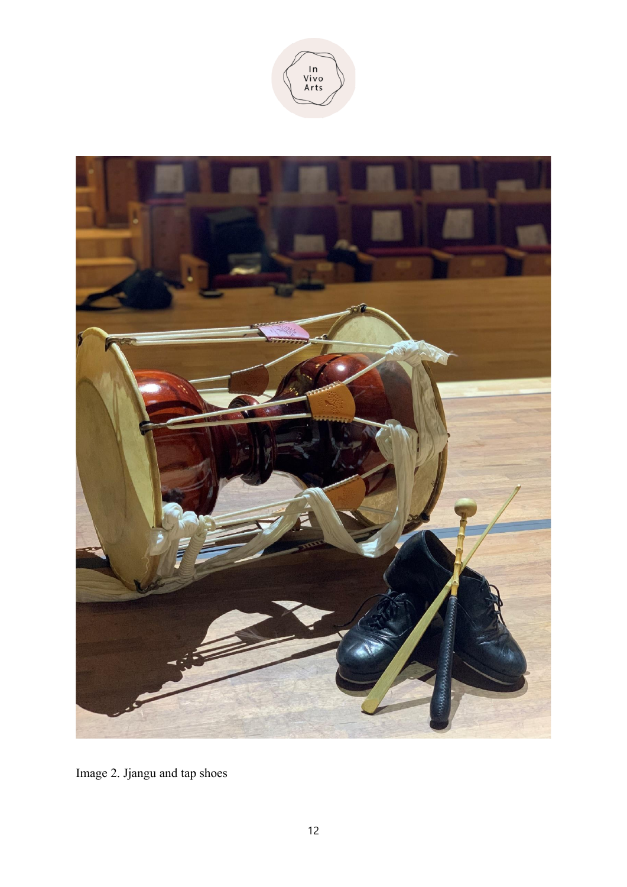Image 2. Jjangu and tap shoes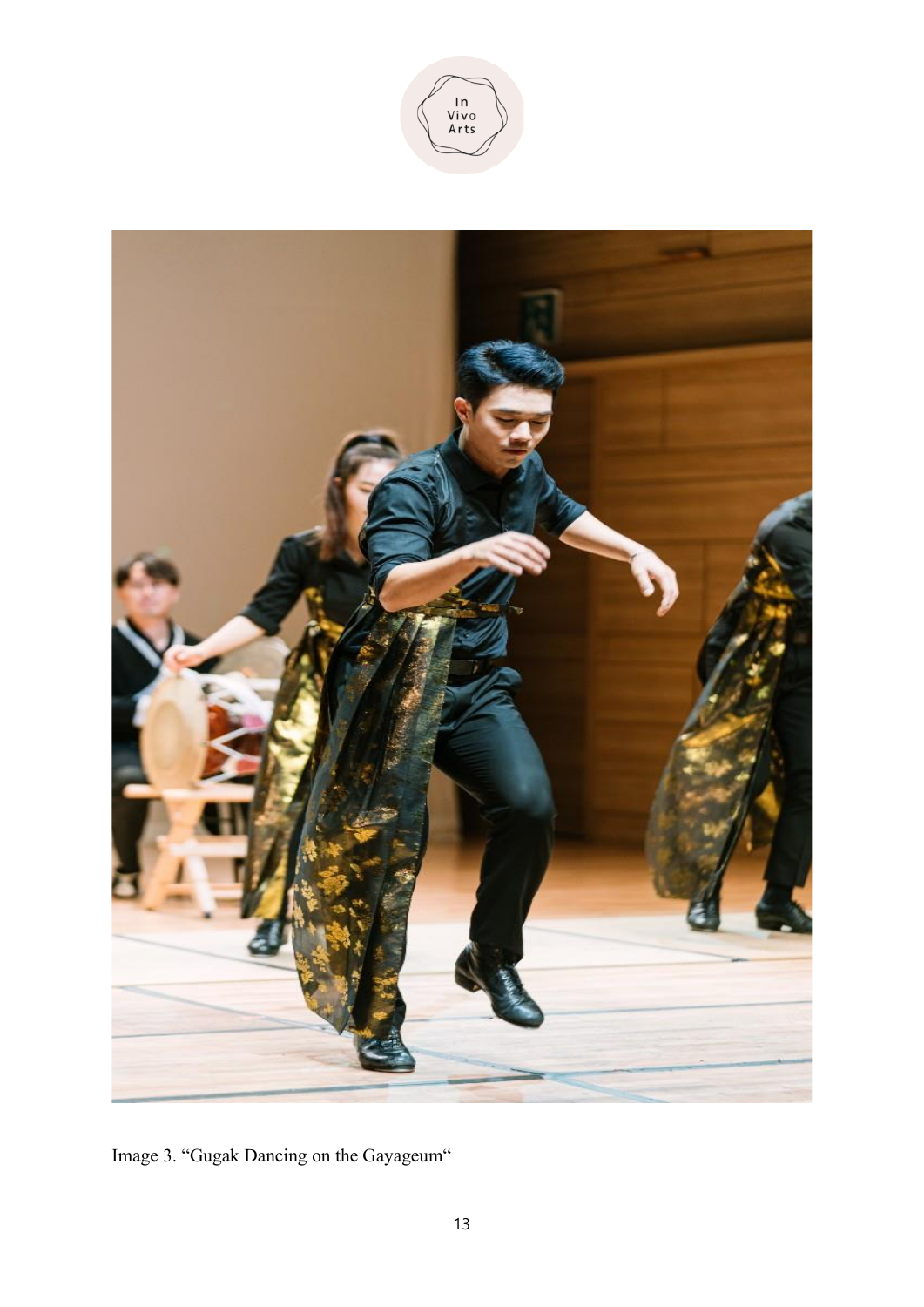Image 3. "Gugak Dancing on the Gayageum"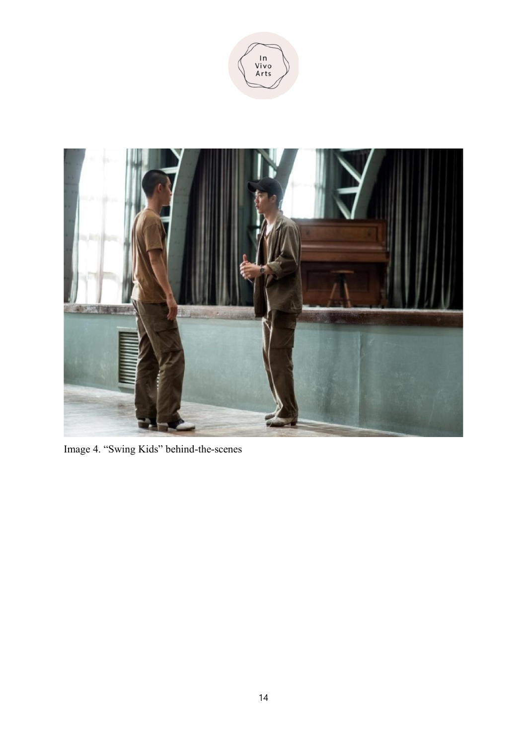Image 4. “Swing Kids” behind-the-scenes